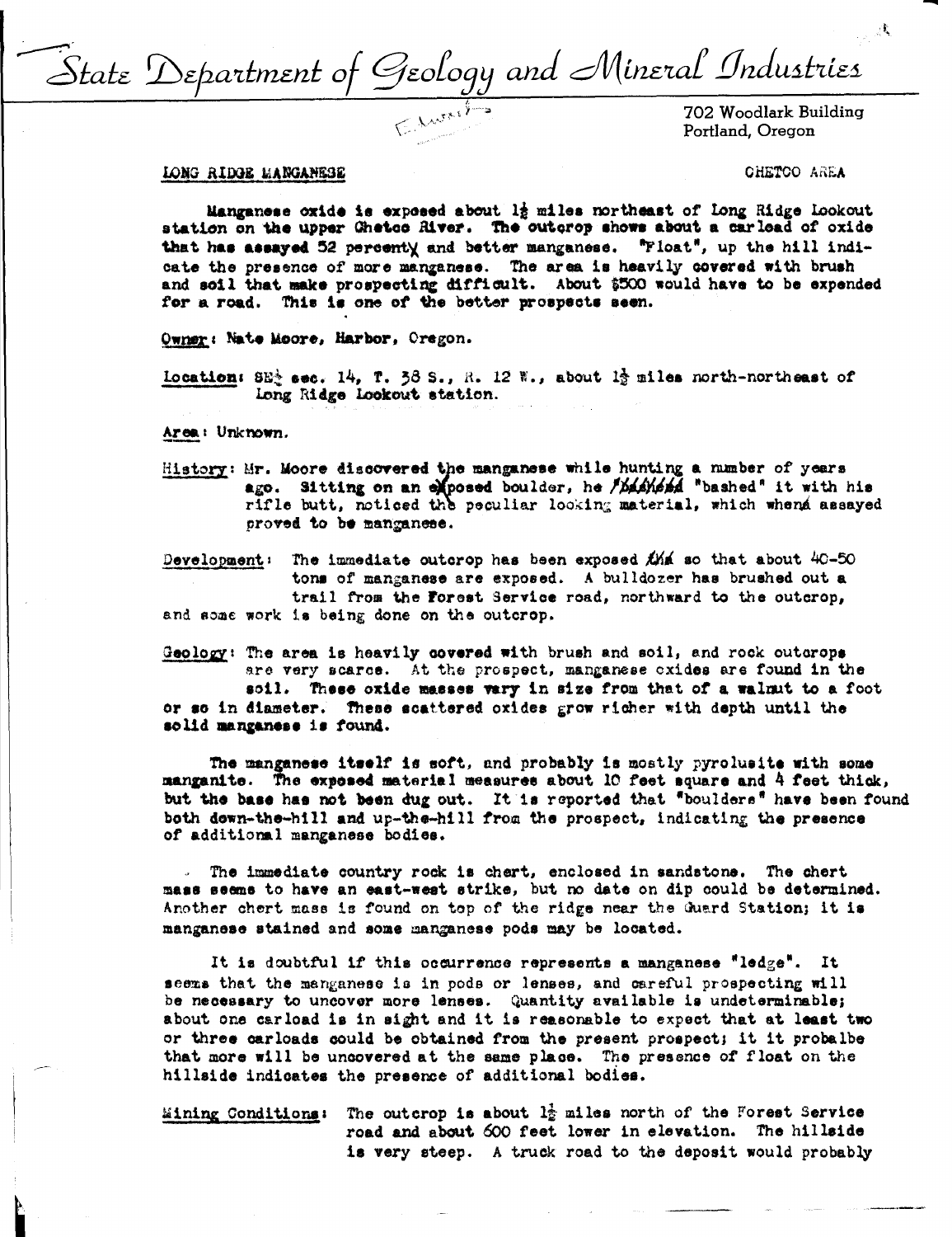# State Department of Geology and Mineral Industries

702 Woodlark Building
Portland, Oregon

LONG RIDGE MANGANESE — CHETCO AREA

Manganese oxide is exposed about 1½ miles northeast of Long Ridge Lookout station on the upper Chetco River. The outcrop shows about a carload of oxide that has assayed 52 percent and better manganese. "Float", up the hill indicate the presence of more manganese. The area is heavily covered with brush and soil that make prospecting difficult. About $500 would have to be expended for a road. This is one of the better prospects seen.

Owner: Nate Moore, Harbor, Oregon.

Location: SE¼ sec. 14, T. 38 S., R. 12 W., about 1½ miles north-northeast of Long Ridge Lookout station.

Area: Unknown.

History: Mr. Moore discovered the manganese while hunting a number of years ago. Sitting on an exposed boulder, he "bashed" it with his rifle butt, noticed the peculiar looking material, which when assayed proved to be manganese.

Development: The immediate outcrop has been exposed so that about 40-50 tons of manganese are exposed. A bulldozer has brushed out a trail from the Forest Service road, northward to the outcrop, and some work is being done on the outcrop.

Geology: The area is heavily covered with brush and soil, and rock outcrops are very scarce. At the prospect, manganese oxides are found in the soil. These oxide masses vary in size from that of a walnut to a foot or so in diameter. These scattered oxides grow richer with depth until the solid manganese is found.

The manganese itself is soft, and probably is mostly pyrolusite with some manganite. The exposed material measures about 10 feet square and 4 feet thick, but the base has not been dug out. It is reported that "boulders" have been found both down-the-hill and up-the-hill from the prospect, indicating the presence of additional manganese bodies.

The immediate country rock is chert, enclosed in sandstone. The chert mass seems to have an east-west strike, but no date on dip could be determined. Another chert mass is found on top of the ridge near the Guard Station; it is manganese stained and some manganese pods may be located.

It is doubtful if this occurrence represents a manganese "ledge". It seems that the manganese is in pods or lenses, and careful prospecting will be necessary to uncover more lenses. Quantity available is undeterminable; about one carload is in sight and it is reasonable to expect that at least two or three carloads could be obtained from the present prospect; it it probalbe that more will be uncovered at the same place. The presence of float on the hillside indicates the presence of additional bodies.

Mining Conditions: The outcrop is about 1½ miles north of the Forest Service road and about 600 feet lower in elevation. The hillside is very steep. A truck road to the deposit would probably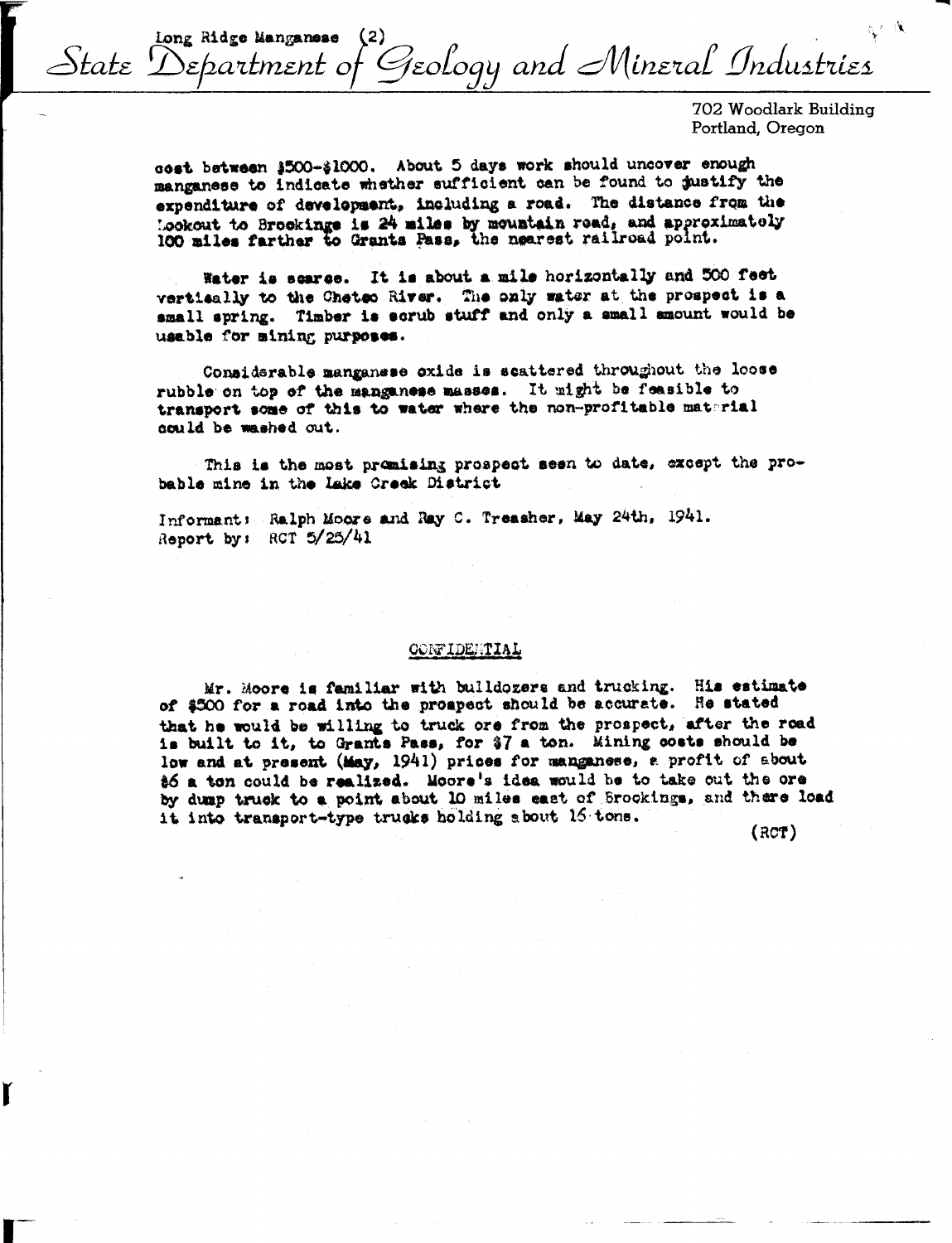cost between $500-$1000. About 5 days work should uncover enough manganese to indicate whether sufficient can be found to justify the expenditure of development, including a road. The distance from the Lookout to Brookings is 24 miles by mountain road, and approximately 100 miles farther to Grants Pass, the nearest railroad point.

Water is scarce. It is about a mile horizontally and 500 feet vertically to the Chetco River. The only water at the prospect is a small spring. Timber is scrub stuff and only a small amount would be usable for mining purposes.

Considerable manganese oxide is scattered throughout the loose rubble on top of the manganese masses. It might be feasible to transport some of this to water where the non-profitable material could be washed out.

This is the most promising prospect seen to date, except the probable mine in the Lake Creek District

Informant: Ralph Moore and Ray C. Treasher, May 24th, 1941.
Report by: RCT 5/25/41

CONFIDENTIAL

Mr. Moore is familiar with bulldozers and trucking. His estimate of $500 for a road into the prospect should be accurate. He stated that he would be willing to truck ore from the prospect, after the road is built to it, to Grants Pass, for $7 a ton. Mining costs should be low and at present (May, 1941) prices for manganese, a profit of about $6 a ton could be realized. Moore's idea would be to take out the ore by dump truck to a point about 10 miles east of Brookings, and there load it into transport-type trucks holding about 15 tons.

(RCT)